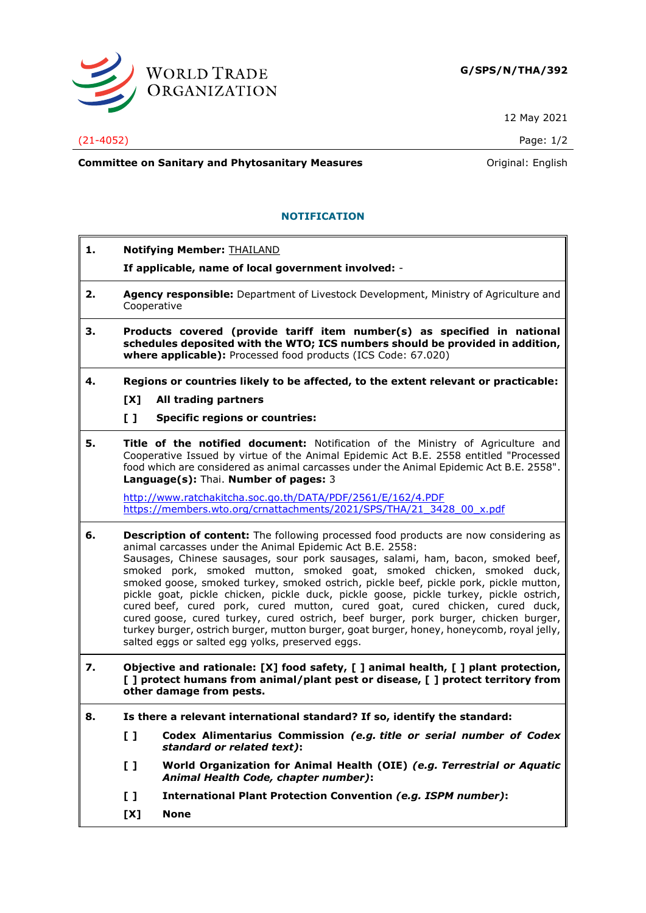**G/SPS/N/THA/392**

12 May 2021

(21-4052)

**Committee on Sanitary and Phytosanitary Measures** Original: English

## NOTIFICATION

**1. Notifying Member:** THAILAND

**If applicable, name of local government involved:** -

**2. Agency responsible:** Department of Livestock Development, Ministry of Agriculture and Cooperative

**3. Products covered (provide tariff item number(s) as specified in national schedules deposited with the WTO; ICS numbers should be provided in addition, where applicable):** Processed food products (ICS Code: 67.020)

**4. Regions or countries likely to be affected, to the extent relevant or practicable:**

**[X] All trading partners**

**[ ] Specific regions or countries:**

**5. Title of the notified document:** Notification of the Ministry of Agriculture and Cooperative Issued by virtue of the Animal Epidemic Act B.E. 2558 entitled "Processed food which are considered as animal carcasses under the Animal Epidemic Act B.E. 2558". **Language(s):** Thai. **Number of pages:** 3

http://www.ratchakitcha.soc.go.th/DATA/PDF/2561/E/162/4.PDF
https://members.wto.org/crnattachments/2021/SPS/THA/21_3428_00_x.pdf

**6. Description of content:** The following processed food products are now considering as animal carcasses under the Animal Epidemic Act B.E. 2558:
Sausages, Chinese sausages, sour pork sausages, salami, ham, bacon, smoked beef, smoked pork, smoked mutton, smoked goat, smoked chicken, smoked duck, smoked goose, smoked turkey, smoked ostrich, pickle beef, pickle pork, pickle mutton, pickle goat, pickle chicken, pickle duck, pickle goose, pickle turkey, pickle ostrich, cured beef, cured pork, cured mutton, cured goat, cured chicken, cured duck, cured goose, cured turkey, cured ostrich, beef burger, pork burger, chicken burger, turkey burger, ostrich burger, mutton burger, goat burger, honey, honeycomb, royal jelly, salted eggs or salted egg yolks, preserved eggs.

**7. Objective and rationale: [X] food safety, [ ] animal health, [ ] plant protection, [ ] protect humans from animal/plant pest or disease, [ ] protect territory from other damage from pests.**

**8. Is there a relevant international standard? If so, identify the standard:**

**[ ] Codex Alimentarius Commission *(e.g. title or serial number of Codex standard or related text)*:**

**[ ] World Organization for Animal Health (OIE) *(e.g. Terrestrial or Aquatic Animal Health Code, chapter number)*:**

**[ ] International Plant Protection Convention *(e.g. ISPM number)*:**

**[X] None**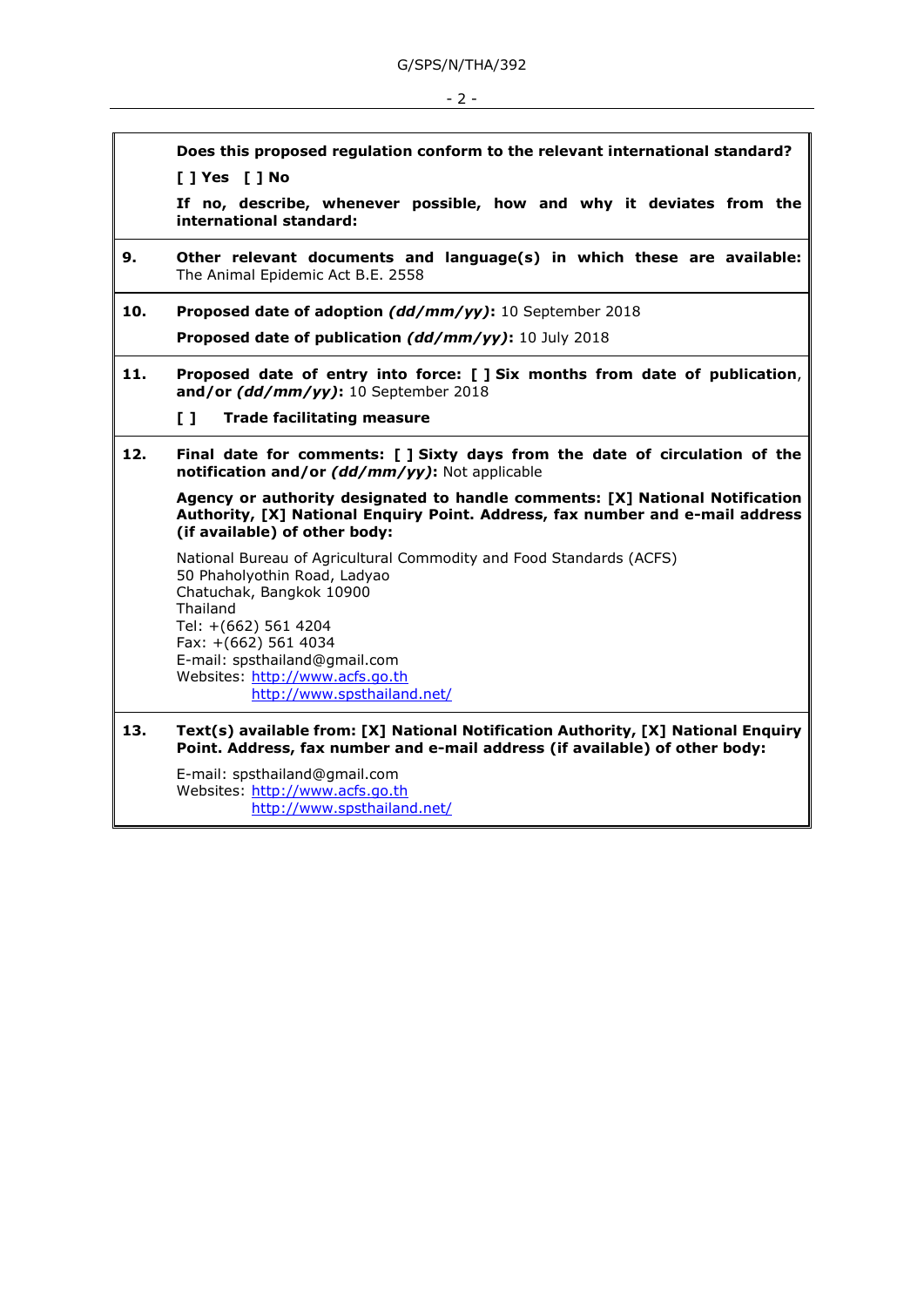**Does this proposed regulation conform to the relevant international standard?**

**[ ] Yes [ ] No**

**If no, describe, whenever possible, how and why it deviates from the international standard:**

**9. Other relevant documents and language(s) in which these are available:** The Animal Epidemic Act B.E. 2558

**10. Proposed date of adoption *(dd/mm/yy)*:** 10 September 2018

**Proposed date of publication *(dd/mm/yy)*:** 10 July 2018

**11. Proposed date of entry into force: [ ] Six months from date of publication**, **and/or *(dd/mm/yy)*:** 10 September 2018

**[ ] Trade facilitating measure**

**12. Final date for comments: [ ] Sixty days from the date of circulation of the notification and/or *(dd/mm/yy)*:** Not applicable

**Agency or authority designated to handle comments: [X] National Notification Authority, [X] National Enquiry Point. Address, fax number and e-mail address (if available) of other body:**

National Bureau of Agricultural Commodity and Food Standards (ACFS)
50 Phaholyothin Road, Ladyao
Chatuchak, Bangkok 10900
Thailand
Tel: +(662) 561 4204
Fax: +(662) 561 4034
E-mail: spsthailand@gmail.com
Websites: http://www.acfs.go.th
http://www.spsthailand.net/

**13. Text(s) available from: [X] National Notification Authority, [X] National Enquiry Point. Address, fax number and e-mail address (if available) of other body:**

E-mail: spsthailand@gmail.com
Websites: http://www.acfs.go.th
http://www.spsthailand.net/